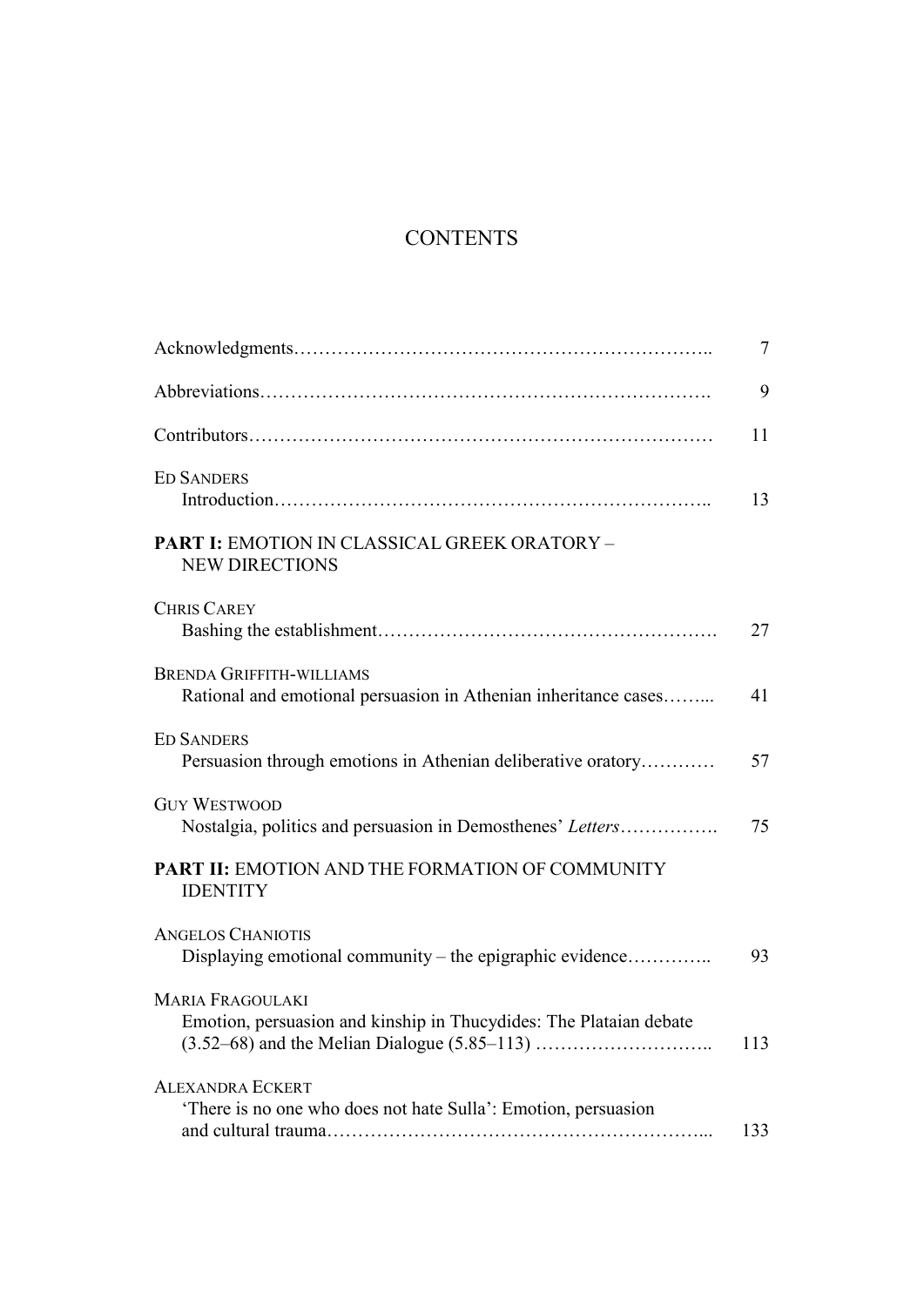# CONTENTS

| | |
|---|---|
| Acknowledgments | 7 |
| Abbreviations | 9 |
| Contributors | 11 |
| ED SANDERS<br>Introduction | 13 |
| **PART I:** EMOTION IN CLASSICAL GREEK ORATORY – NEW DIRECTIONS | |
| CHRIS CAREY<br>Bashing the establishment | 27 |
| BRENDA GRIFFITH-WILLIAMS<br>Rational and emotional persuasion in Athenian inheritance cases | 41 |
| ED SANDERS<br>Persuasion through emotions in Athenian deliberative oratory | 57 |
| GUY WESTWOOD<br>Nostalgia, politics and persuasion in Demosthenes' *Letters* | 75 |
| **PART II:** EMOTION AND THE FORMATION OF COMMUNITY IDENTITY | |
| ANGELOS CHANIOTIS<br>Displaying emotional community – the epigraphic evidence | 93 |
| MARIA FRAGOULAKI<br>Emotion, persuasion and kinship in Thucydides: The Plataian debate (3.52–68) and the Melian Dialogue (5.85–113) | 113 |
| ALEXANDRA ECKERT<br>'There is no one who does not hate Sulla': Emotion, persuasion and cultural trauma | 133 |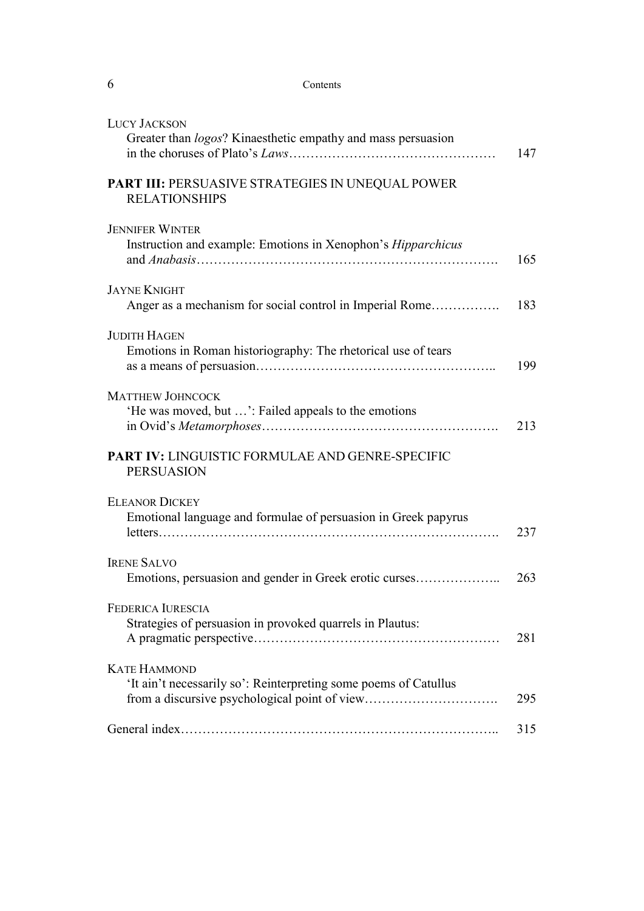LUCY JACKSON
Greater than *logos*? Kinaesthetic empathy and mass persuasion in the choruses of Plato's *Laws*……………………………………………… 147

**PART III:** PERSUASIVE STRATEGIES IN UNEQUAL POWER RELATIONSHIPS

JENNIFER WINTER
Instruction and example: Emotions in Xenophon's *Hipparchicus* and *Anabasis*……………………………………………………………. 165

JAYNE KNIGHT
Anger as a mechanism for social control in Imperial Rome……………. 183

JUDITH HAGEN
Emotions in Roman historiography: The rhetorical use of tears as a means of persuasion……………………………………………….. 199

MATTHEW JOHNCOCK
'He was moved, but …': Failed appeals to the emotions in Ovid's *Metamorphoses*……………………………………………. 213

**PART IV:** LINGUISTIC FORMULAE AND GENRE-SPECIFIC PERSUASION

ELEANOR DICKEY
Emotional language and formulae of persuasion in Greek papyrus letters………………………………………………………………. 237

IRENE SALVO
Emotions, persuasion and gender in Greek erotic curses……………….. 263

FEDERICA IURESCIA
Strategies of persuasion in provoked quarrels in Plautus: A pragmatic perspective………………………………………………… 281

KATE HAMMOND
'It ain't necessarily so': Reinterpreting some poems of Catullus from a discursive psychological point of view…………………………. 295

General index……………………………………………………………….. 315